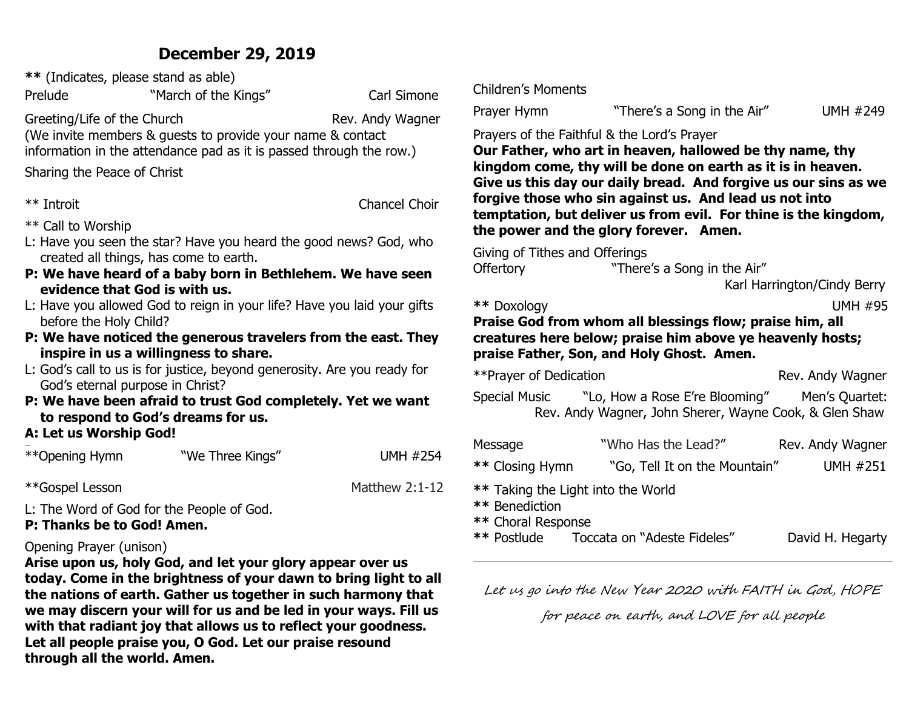# December 29, 2019

**\*\*** (Indicates, please stand as able)

Prelude — "March of the Kings" — Carl Simone

Greeting/Life of the Church — Rev. Andy Wagner

(We invite members & guests to provide your name & contact information in the attendance pad as it is passed through the row.)

Sharing the Peace of Christ

\*\* Introit — Chancel Choir

\*\* Call to Worship

L: Have you seen the star? Have you heard the good news? God, who created all things, has come to earth.

**P: We have heard of a baby born in Bethlehem. We have seen evidence that God is with us.**

L: Have you allowed God to reign in your life? Have you laid your gifts before the Holy Child?

**P: We have noticed the generous travelers from the east. They inspire in us a willingness to share.**

L: God's call to us is for justice, beyond generosity. Are you ready for God's eternal purpose in Christ?

**P: We have been afraid to trust God completely. Yet we want to respond to God's dreams for us.**

**A: Let us Worship God!**

\*\*Opening Hymn — "We Three Kings" — UMH #254

\*\*Gospel Lesson — Matthew 2:1-12

L: The Word of God for the People of God.

**P: Thanks be to God! Amen.**

Opening Prayer (unison)

**Arise upon us, holy God, and let your glory appear over us today. Come in the brightness of your dawn to bring light to all the nations of earth. Gather us together in such harmony that we may discern your will for us and be led in your ways. Fill us with that radiant joy that allows us to reflect your goodness. Let all people praise you, O God. Let our praise resound through all the world. Amen.**

Children's Moments

Prayer Hymn — "There's a Song in the Air" — UMH #249

Prayers of the Faithful & the Lord's Prayer

**Our Father, who art in heaven, hallowed be thy name, thy kingdom come, thy will be done on earth as it is in heaven. Give us this day our daily bread. And forgive us our sins as we forgive those who sin against us. And lead us not into temptation, but deliver us from evil. For thine is the kingdom, the power and the glory forever. Amen.**

Giving of Tithes and Offerings

Offertory — "There's a Song in the Air" — Karl Harrington/Cindy Berry

**\*\*** Doxology — UMH #95

**Praise God from whom all blessings flow; praise him, all creatures here below; praise him above ye heavenly hosts; praise Father, Son, and Holy Ghost. Amen.**

\*\*Prayer of Dedication — Rev. Andy Wagner

Special Music — "Lo, How a Rose E're Blooming" — Men's Quartet: Rev. Andy Wagner, John Sherer, Wayne Cook, & Glen Shaw

Message — "Who Has the Lead?" — Rev. Andy Wagner

**\*\*** Closing Hymn — "Go, Tell It on the Mountain" — UMH #251

**\*\*** Taking the Light into the World

**\*\*** Benediction

**\*\*** Choral Response

**\*\*** Postlude — Toccata on "Adeste Fideles" — David H. Hegarty

---

*Let us go into the New Year 2020 with FAITH in God, HOPE for peace on earth, and LOVE for all people*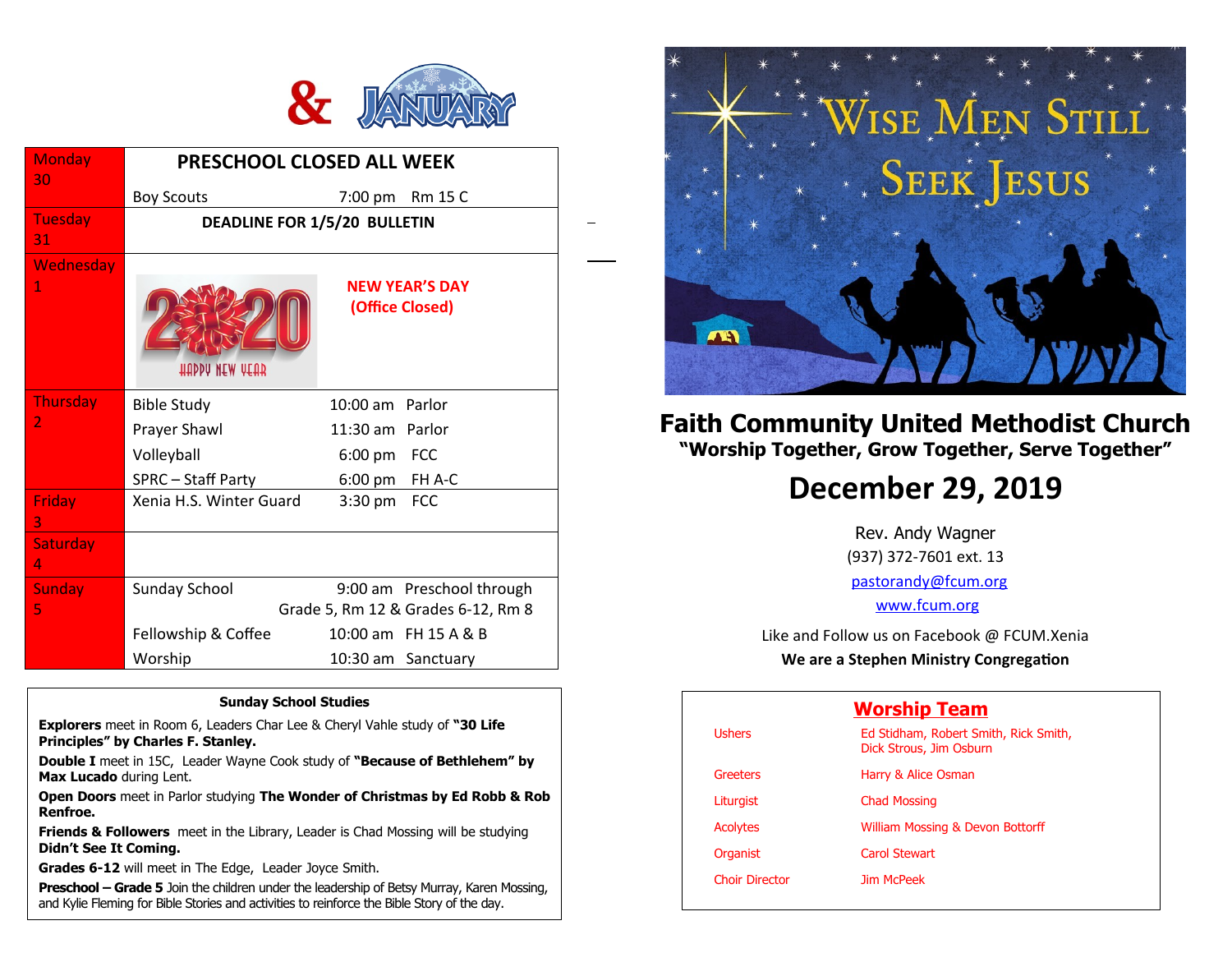# & JANUARY

| Day | Event | Time | Location |
|---|---|---|---|
| Monday 30 | **PRESCHOOL CLOSED ALL WEEK** | | |
| | Boy Scouts | 7:00 pm | Rm 15 C |
| Tuesday 31 | **DEADLINE FOR 1/5/20 BULLETIN** | | |
| Wednesday 1 | 2020 HAPPY NEW YEAR — **NEW YEAR'S DAY (Office Closed)** | | |
| Thursday 2 | Bible Study | 10:00 am | Parlor |
| | Prayer Shawl | 11:30 am | Parlor |
| | Volleyball | 6:00 pm | FCC |
| | SPRC – Staff Party | 6:00 pm | FH A-C |
| Friday 3 | Xenia H.S. Winter Guard | 3:30 pm | FCC |
| Saturday 4 | | | |
| Sunday 5 | Sunday School | 9:00 am | Preschool through Grade 5, Rm 12 & Grades 6-12, Rm 8 |
| | Fellowship & Coffee | 10:00 am | FH 15 A & B |
| | Worship | 10:30 am | Sanctuary |

### Sunday School Studies

**Explorers** meet in Room 6, Leaders Char Lee & Cheryl Vahle study of **"30 Life Principles" by Charles F. Stanley.**

**Double I** meet in 15C, Leader Wayne Cook study of **"Because of Bethlehem" by Max Lucado** during Lent.

**Open Doors** meet in Parlor studying **The Wonder of Christmas by Ed Robb & Rob Renfroe.**

**Friends & Followers** meet in the Library, Leader is Chad Mossing will be studying **Didn't See It Coming.**

**Grades 6-12** will meet in The Edge, Leader Joyce Smith.

**Preschool – Grade 5** Join the children under the leadership of Betsy Murray, Karen Mossing, and Kylie Fleming for Bible Stories and activities to reinforce the Bible Story of the day.

# Wise Men Still Seek Jesus

# Faith Community United Methodist Church

**"Worship Together, Grow Together, Serve Together"**

# December 29, 2019

Rev. Andy Wagner
(937) 372-7601 ext. 13
pastorandy@fcum.org
www.fcum.org

Like and Follow us on Facebook @ FCUM.Xenia

**We are a Stephen Ministry Congregation**

## Worship Team

| Role | Name |
|---|---|
| Ushers | Ed Stidham, Robert Smith, Rick Smith, Dick Strous, Jim Osburn |
| Greeters | Harry & Alice Osman |
| Liturgist | Chad Mossing |
| Acolytes | William Mossing & Devon Bottorff |
| Organist | Carol Stewart |
| Choir Director | Jim McPeek |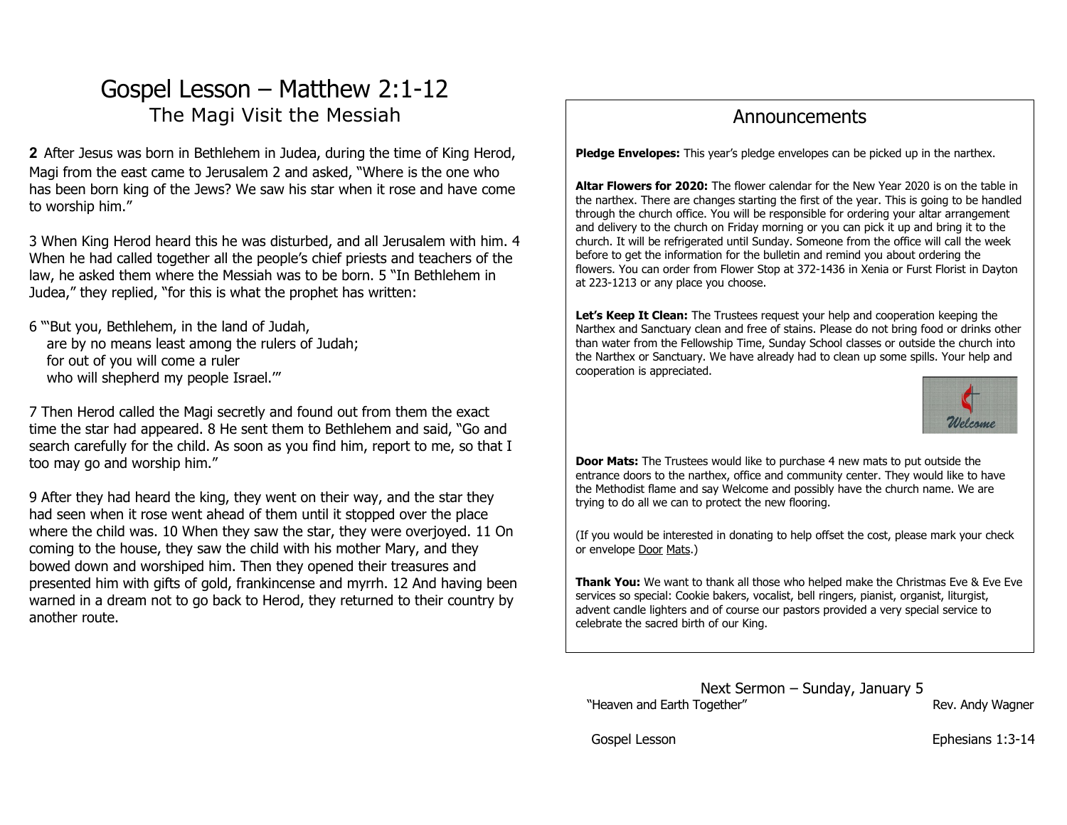# Gospel Lesson – Matthew 2:1-12

## The Magi Visit the Messiah

**2** After Jesus was born in Bethlehem in Judea, during the time of King Herod, Magi from the east came to Jerusalem 2 and asked, "Where is the one who has been born king of the Jews? We saw his star when it rose and have come to worship him."

3 When King Herod heard this he was disturbed, and all Jerusalem with him. 4 When he had called together all the people's chief priests and teachers of the law, he asked them where the Messiah was to be born. 5 "In Bethlehem in Judea," they replied, "for this is what the prophet has written:

6 "'But you, Bethlehem, in the land of Judah,
are by no means least among the rulers of Judah;
for out of you will come a ruler
who will shepherd my people Israel.'"

7 Then Herod called the Magi secretly and found out from them the exact time the star had appeared. 8 He sent them to Bethlehem and said, "Go and search carefully for the child. As soon as you find him, report to me, so that I too may go and worship him."

9 After they had heard the king, they went on their way, and the star they had seen when it rose went ahead of them until it stopped over the place where the child was. 10 When they saw the star, they were overjoyed. 11 On coming to the house, they saw the child with his mother Mary, and they bowed down and worshiped him. Then they opened their treasures and presented him with gifts of gold, frankincense and myrrh. 12 And having been warned in a dream not to go back to Herod, they returned to their country by another route.

## Announcements

**Pledge Envelopes:** This year's pledge envelopes can be picked up in the narthex.

**Altar Flowers for 2020:** The flower calendar for the New Year 2020 is on the table in the narthex. There are changes starting the first of the year. This is going to be handled through the church office. You will be responsible for ordering your altar arrangement and delivery to the church on Friday morning or you can pick it up and bring it to the church. It will be refrigerated until Sunday. Someone from the office will call the week before to get the information for the bulletin and remind you about ordering the flowers. You can order from Flower Stop at 372-1436 in Xenia or Furst Florist in Dayton at 223-1213 or any place you choose.

**Let's Keep It Clean:** The Trustees request your help and cooperation keeping the Narthex and Sanctuary clean and free of stains. Please do not bring food or drinks other than water from the Fellowship Time, Sunday School classes or outside the church into the Narthex or Sanctuary. We have already had to clean up some spills. Your help and cooperation is appreciated.

**Door Mats:** The Trustees would like to purchase 4 new mats to put outside the entrance doors to the narthex, office and community center. They would like to have the Methodist flame and say Welcome and possibly have the church name. We are trying to do all we can to protect the new flooring.

(If you would be interested in donating to help offset the cost, please mark your check or envelope Door Mats.)

**Thank You:** We want to thank all those who helped make the Christmas Eve & Eve Eve services so special: Cookie bakers, vocalist, bell ringers, pianist, organist, liturgist, advent candle lighters and of course our pastors provided a very special service to celebrate the sacred birth of our King.

### Next Sermon – Sunday, January 5

"Heaven and Earth Together" — Rev. Andy Wagner

Gospel Lesson — Ephesians 1:3-14